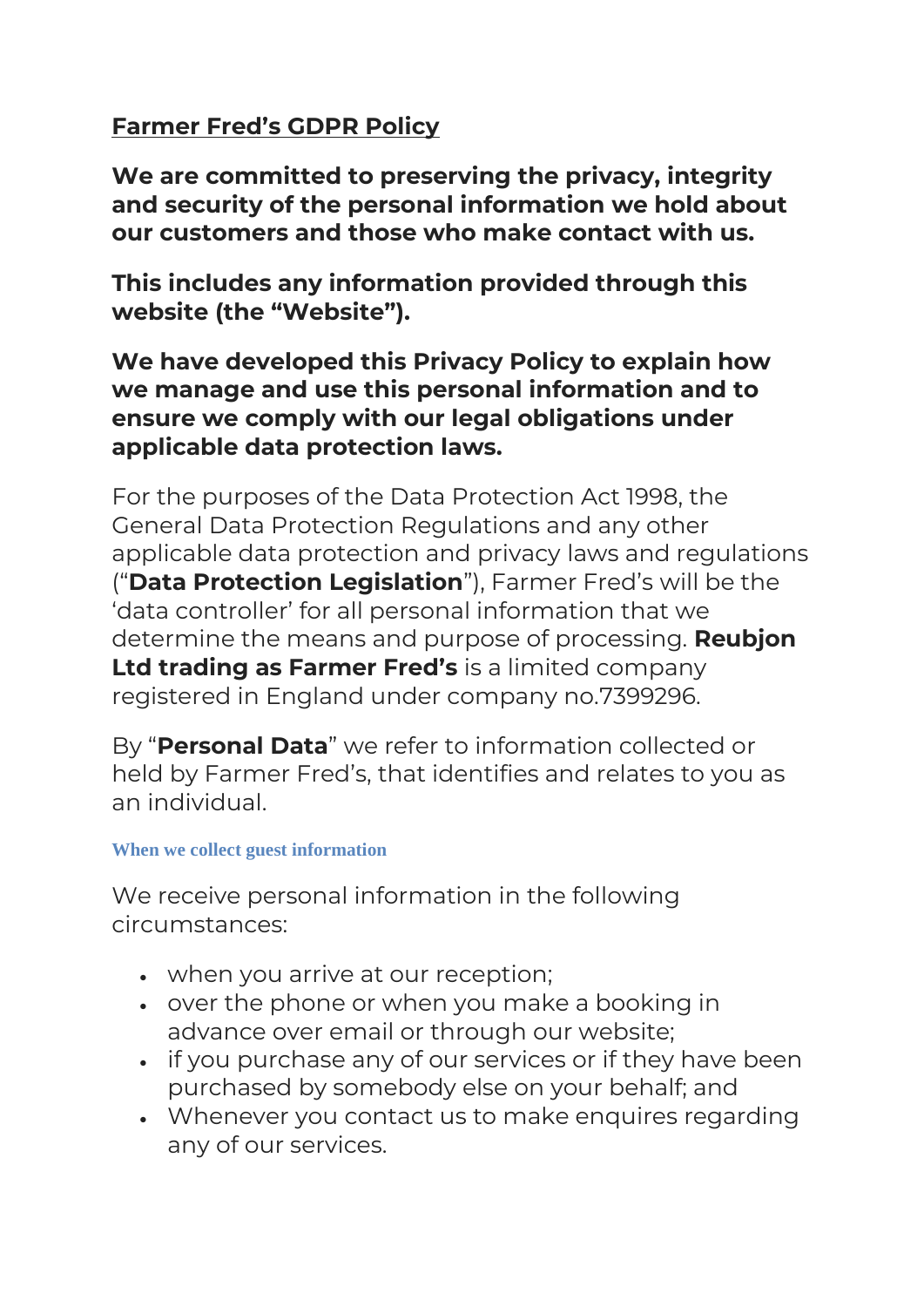# Farmer Fred's GDPR Policy

**We are committed to preserving the privacy, integrity and security of the personal information we hold about our customers and those who make contact with us.**

**This includes any information provided through this website (the "Website").**

**We have developed this Privacy Policy to explain how we manage and use this personal information and to ensure we comply with our legal obligations under applicable data protection laws.**

For the purposes of the Data Protection Act 1998, the General Data Protection Regulations and any other applicable data protection and privacy laws and regulations ("**Data Protection Legislation**"), Farmer Fred's will be the 'data controller' for all personal information that we determine the means and purpose of processing. **Reubjon Ltd trading as Farmer Fred's** is a limited company registered in England under company no.7399296.

By "**Personal Data**" we refer to information collected or held by Farmer Fred's, that identifies and relates to you as an individual.

### When we collect guest information

We receive personal information in the following circumstances:

- when you arrive at our reception;
- over the phone or when you make a booking in advance over email or through our website;
- if you purchase any of our services or if they have been purchased by somebody else on your behalf; and
- Whenever you contact us to make enquires regarding any of our services.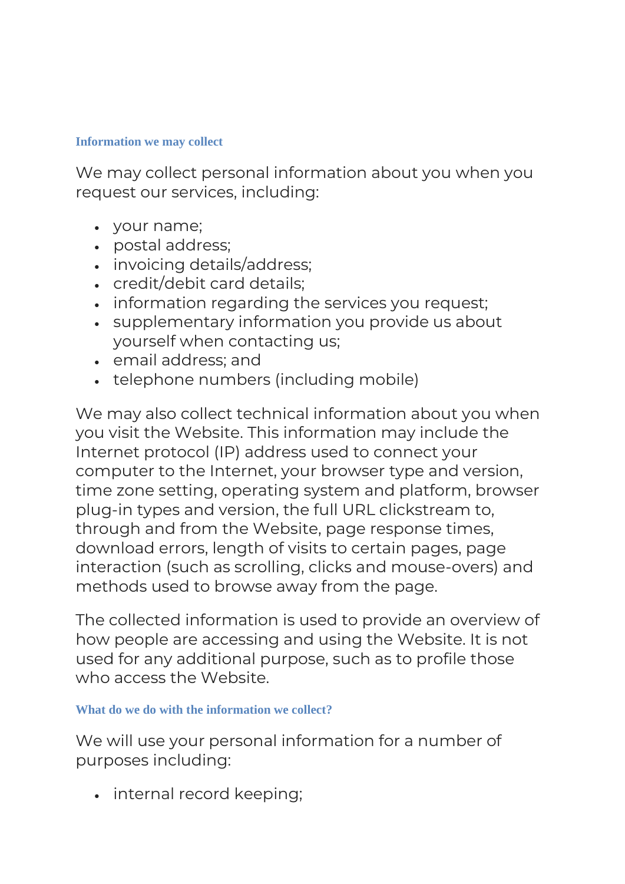### Information we may collect

We may collect personal information about you when you request our services, including:

- your name;
- postal address;
- invoicing details/address;
- credit/debit card details;
- information regarding the services you request;
- supplementary information you provide us about yourself when contacting us;
- email address; and
- telephone numbers (including mobile)

We may also collect technical information about you when you visit the Website. This information may include the Internet protocol (IP) address used to connect your computer to the Internet, your browser type and version, time zone setting, operating system and platform, browser plug-in types and version, the full URL clickstream to, through and from the Website, page response times, download errors, length of visits to certain pages, page interaction (such as scrolling, clicks and mouse-overs) and methods used to browse away from the page.

The collected information is used to provide an overview of how people are accessing and using the Website. It is not used for any additional purpose, such as to profile those who access the Website.

### What do we do with the information we collect?

We will use your personal information for a number of purposes including:

- internal record keeping;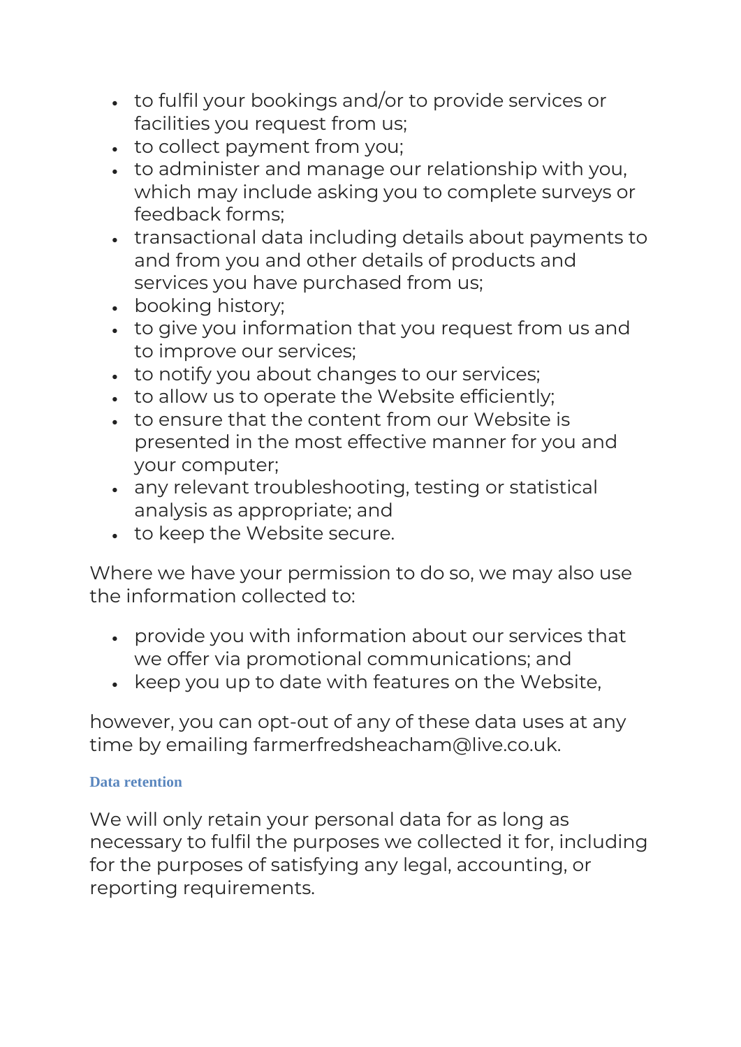- to fulfil your bookings and/or to provide services or facilities you request from us;
- to collect payment from you;
- to administer and manage our relationship with you, which may include asking you to complete surveys or feedback forms;
- transactional data including details about payments to and from you and other details of products and services you have purchased from us;
- booking history;
- to give you information that you request from us and to improve our services;
- to notify you about changes to our services;
- to allow us to operate the Website efficiently;
- to ensure that the content from our Website is presented in the most effective manner for you and your computer;
- any relevant troubleshooting, testing or statistical analysis as appropriate; and
- to keep the Website secure.

Where we have your permission to do so, we may also use the information collected to:

- provide you with information about our services that we offer via promotional communications; and
- keep you up to date with features on the Website,

however, you can opt-out of any of these data uses at any time by emailing farmerfredsheacham@live.co.uk.

#### Data retention

We will only retain your personal data for as long as necessary to fulfil the purposes we collected it for, including for the purposes of satisfying any legal, accounting, or reporting requirements.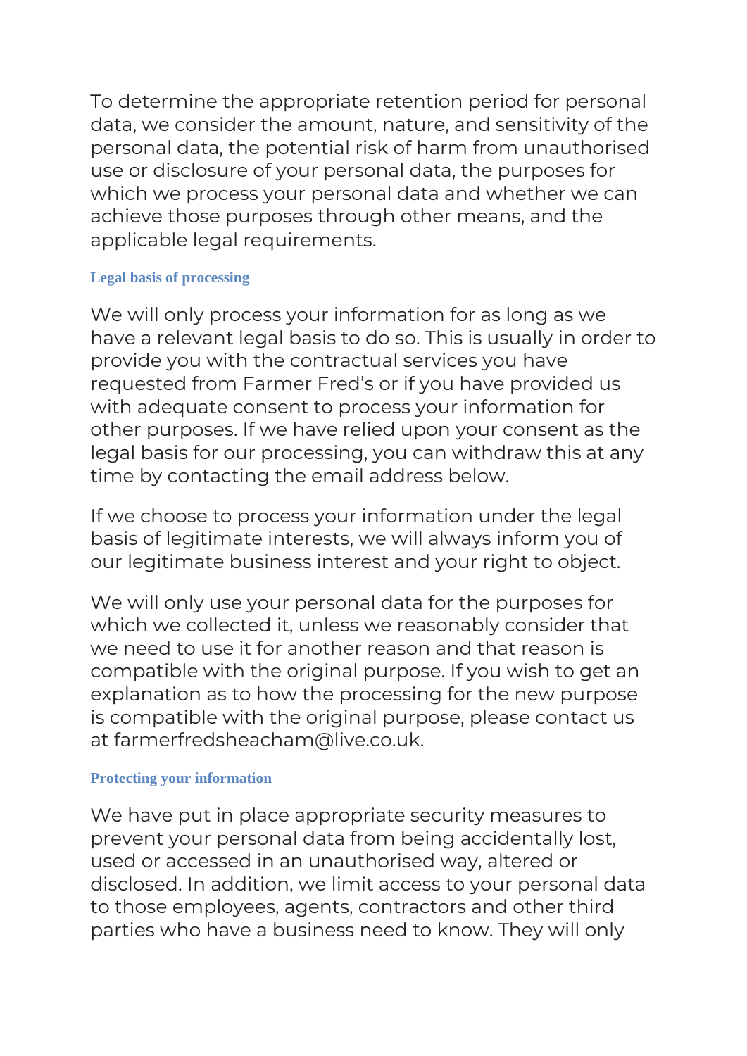To determine the appropriate retention period for personal data, we consider the amount, nature, and sensitivity of the personal data, the potential risk of harm from unauthorised use or disclosure of your personal data, the purposes for which we process your personal data and whether we can achieve those purposes through other means, and the applicable legal requirements.

### Legal basis of processing

We will only process your information for as long as we have a relevant legal basis to do so. This is usually in order to provide you with the contractual services you have requested from Farmer Fred's or if you have provided us with adequate consent to process your information for other purposes. If we have relied upon your consent as the legal basis for our processing, you can withdraw this at any time by contacting the email address below.

If we choose to process your information under the legal basis of legitimate interests, we will always inform you of our legitimate business interest and your right to object.

We will only use your personal data for the purposes for which we collected it, unless we reasonably consider that we need to use it for another reason and that reason is compatible with the original purpose. If you wish to get an explanation as to how the processing for the new purpose is compatible with the original purpose, please contact us at farmerfredsheacham@live.co.uk.

### Protecting your information

We have put in place appropriate security measures to prevent your personal data from being accidentally lost, used or accessed in an unauthorised way, altered or disclosed. In addition, we limit access to your personal data to those employees, agents, contractors and other third parties who have a business need to know. They will only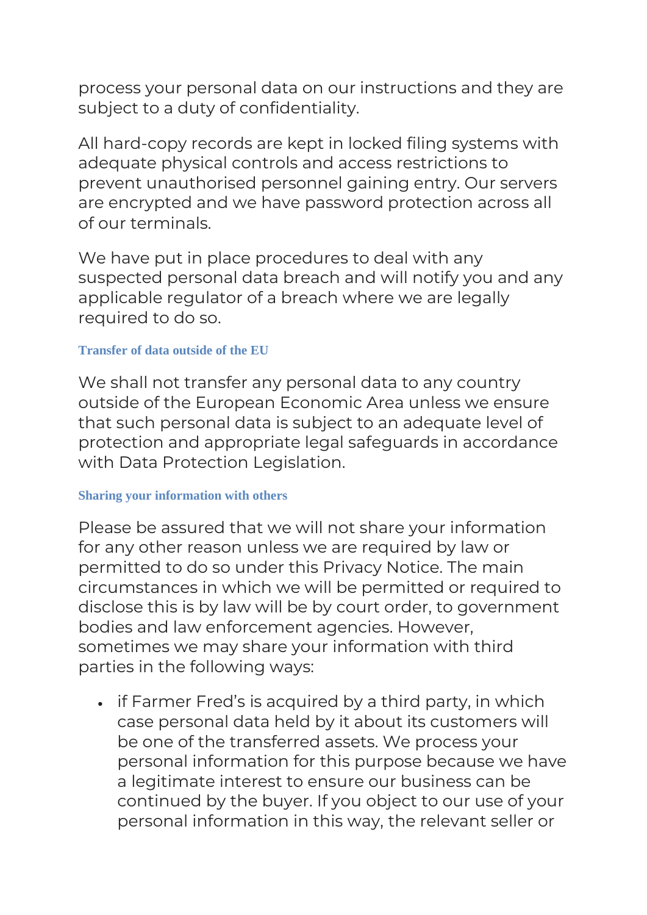process your personal data on our instructions and they are subject to a duty of confidentiality.

All hard-copy records are kept in locked filing systems with adequate physical controls and access restrictions to prevent unauthorised personnel gaining entry. Our servers are encrypted and we have password protection across all of our terminals.

We have put in place procedures to deal with any suspected personal data breach and will notify you and any applicable regulator of a breach where we are legally required to do so.

#### Transfer of data outside of the EU

We shall not transfer any personal data to any country outside of the European Economic Area unless we ensure that such personal data is subject to an adequate level of protection and appropriate legal safeguards in accordance with Data Protection Legislation.

#### Sharing your information with others

Please be assured that we will not share your information for any other reason unless we are required by law or permitted to do so under this Privacy Notice. The main circumstances in which we will be permitted or required to disclose this is by law will be by court order, to government bodies and law enforcement agencies. However, sometimes we may share your information with third parties in the following ways:

- if Farmer Fred's is acquired by a third party, in which case personal data held by it about its customers will be one of the transferred assets. We process your personal information for this purpose because we have a legitimate interest to ensure our business can be continued by the buyer. If you object to our use of your personal information in this way, the relevant seller or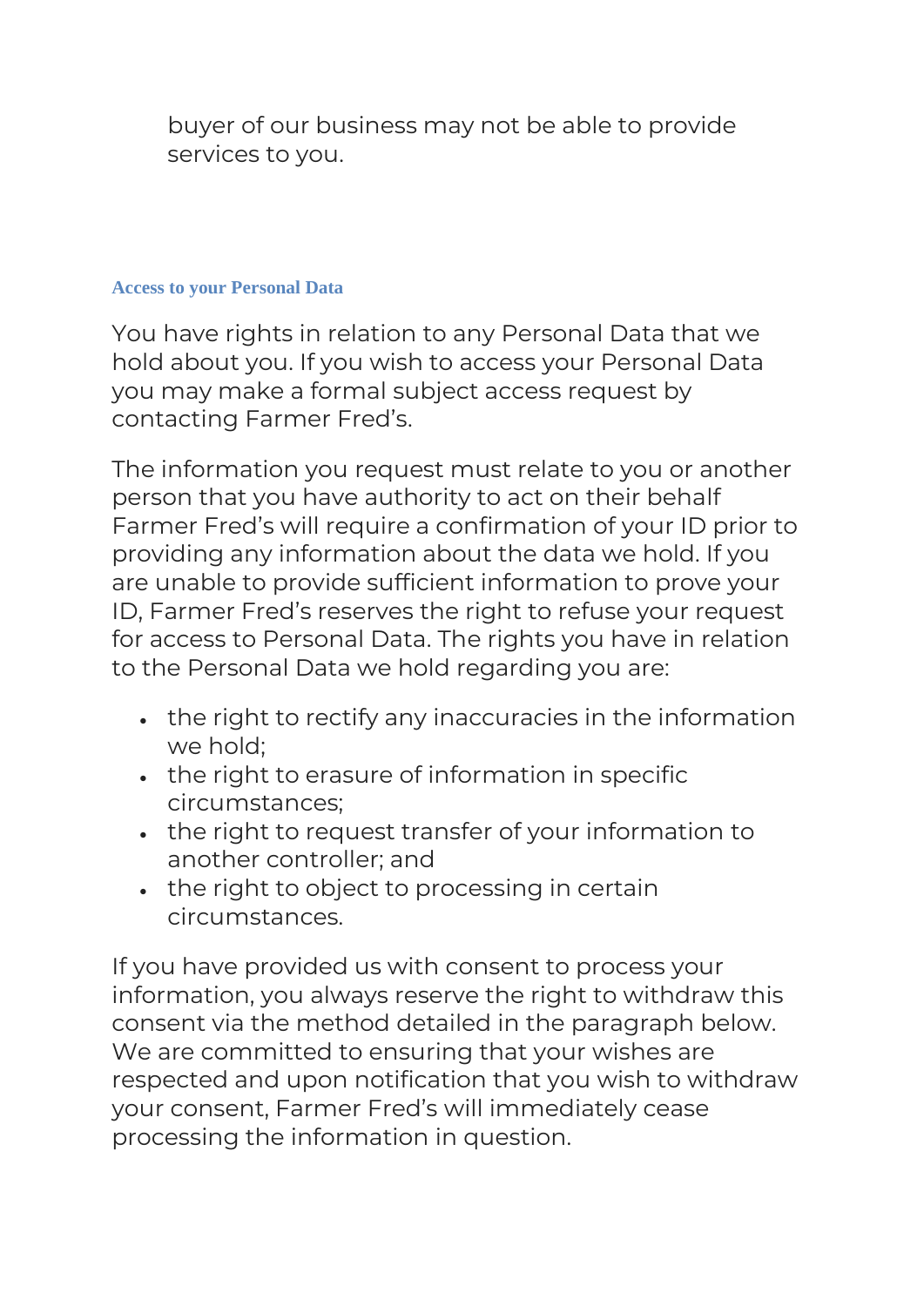buyer of our business may not be able to provide services to you.

### Access to your Personal Data

You have rights in relation to any Personal Data that we hold about you. If you wish to access your Personal Data you may make a formal subject access request by contacting Farmer Fred's.

The information you request must relate to you or another person that you have authority to act on their behalf Farmer Fred's will require a confirmation of your ID prior to providing any information about the data we hold. If you are unable to provide sufficient information to prove your ID, Farmer Fred's reserves the right to refuse your request for access to Personal Data. The rights you have in relation to the Personal Data we hold regarding you are:

- the right to rectify any inaccuracies in the information we hold;
- the right to erasure of information in specific circumstances;
- the right to request transfer of your information to another controller; and
- the right to object to processing in certain circumstances.

If you have provided us with consent to process your information, you always reserve the right to withdraw this consent via the method detailed in the paragraph below. We are committed to ensuring that your wishes are respected and upon notification that you wish to withdraw your consent, Farmer Fred's will immediately cease processing the information in question.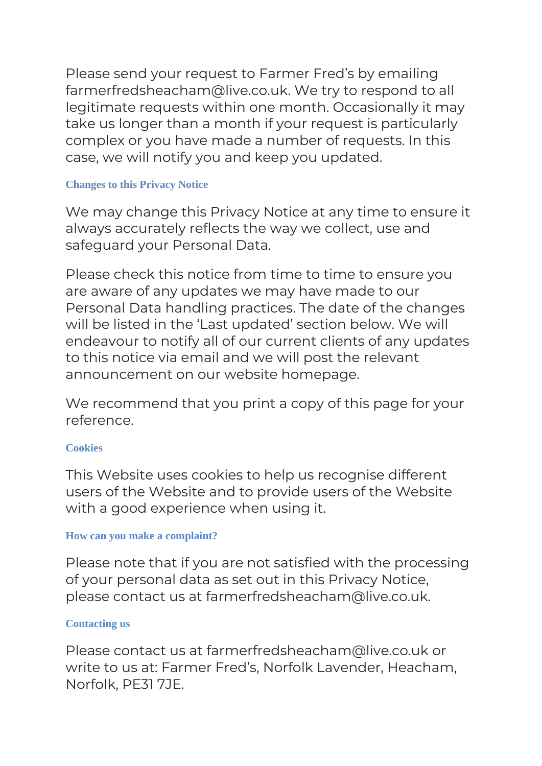Please send your request to Farmer Fred's by emailing farmerfredsheacham@live.co.uk. We try to respond to all legitimate requests within one month. Occasionally it may take us longer than a month if your request is particularly complex or you have made a number of requests. In this case, we will notify you and keep you updated.

### Changes to this Privacy Notice

We may change this Privacy Notice at any time to ensure it always accurately reflects the way we collect, use and safeguard your Personal Data.

Please check this notice from time to time to ensure you are aware of any updates we may have made to our Personal Data handling practices. The date of the changes will be listed in the 'Last updated' section below. We will endeavour to notify all of our current clients of any updates to this notice via email and we will post the relevant announcement on our website homepage.

We recommend that you print a copy of this page for your reference.

### Cookies

This Website uses cookies to help us recognise different users of the Website and to provide users of the Website with a good experience when using it.

### How can you make a complaint?

Please note that if you are not satisfied with the processing of your personal data as set out in this Privacy Notice, please contact us at farmerfredsheacham@live.co.uk.

### Contacting us

Please contact us at farmerfredsheacham@live.co.uk or write to us at: Farmer Fred's, Norfolk Lavender, Heacham, Norfolk, PE31 7JE.